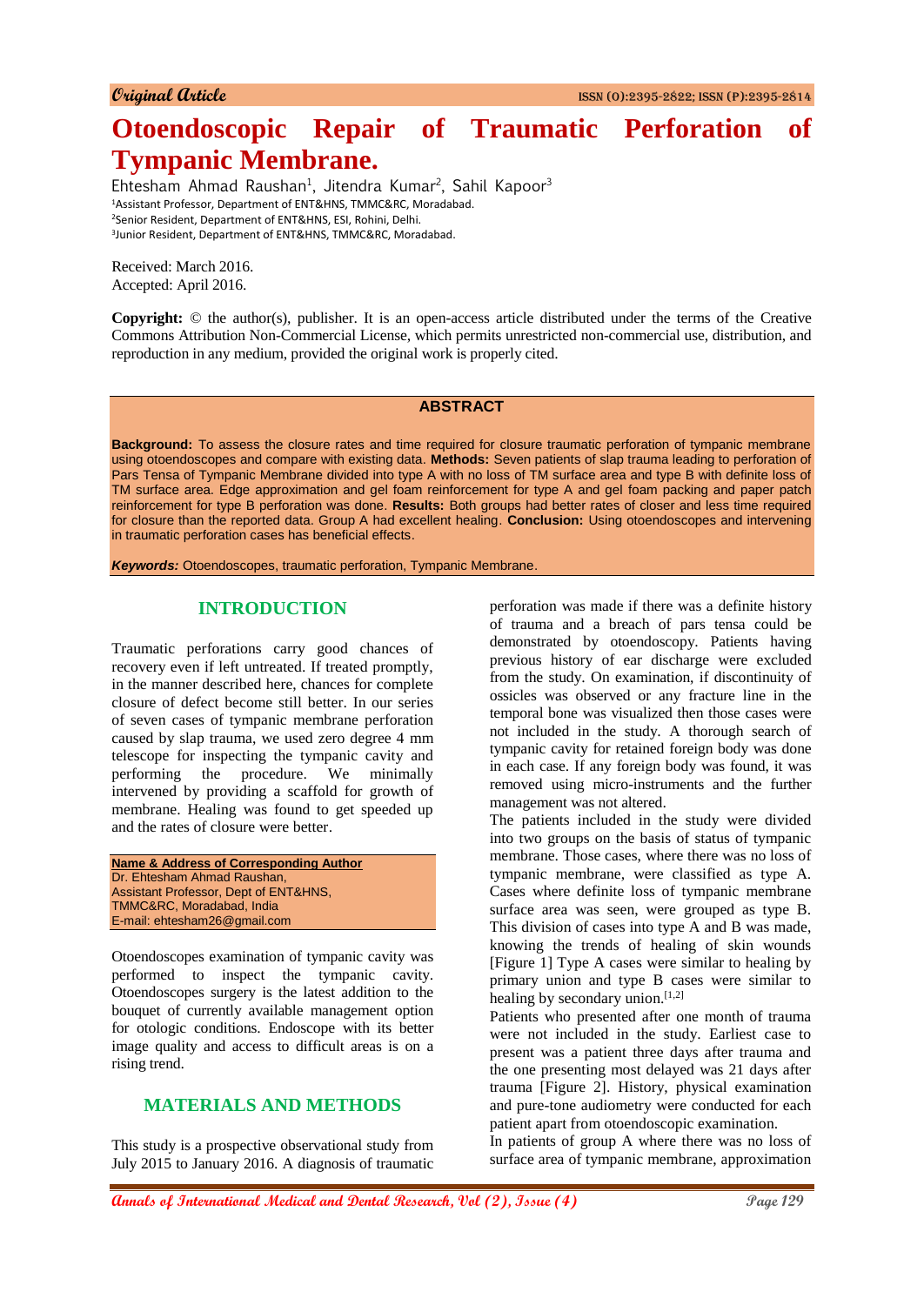Original Article

# Otoendoscopic Repair of Traumatic Perforation of Tympanic Membrane.

Ehtesham Ahmad Raushan[1], Jitendra Kumar[2], Sahil Kapoor[3]

[1]Assistant Professor, Department of ENT&HNS, TMMC&RC, Moradabad.
[2]Senior Resident, Department of ENT&HNS, ESI, Rohini, Delhi.
[3]Junior Resident, Department of ENT&HNS, TMMC&RC, Moradabad.

Received: March 2016.
Accepted: April 2016.

**Copyright:** © the author(s), publisher. It is an open-access article distributed under the terms of the Creative Commons Attribution Non-Commercial License, which permits unrestricted non-commercial use, distribution, and reproduction in any medium, provided the original work is properly cited.

## ABSTRACT

**Background:** To assess the closure rates and time required for closure traumatic perforation of tympanic membrane using otoendoscopes and compare with existing data. **Methods:** Seven patients of slap trauma leading to perforation of Pars Tensa of Tympanic Membrane divided into type A with no loss of TM surface area and type B with definite loss of TM surface area. Edge approximation and gel foam reinforcement for type A and gel foam packing and paper patch reinforcement for type B perforation was done. **Results:** Both groups had better rates of closer and less time required for closure than the reported data. Group A had excellent healing. **Conclusion:** Using otoendoscopes and intervening in traumatic perforation cases has beneficial effects.

***Keywords:*** Otoendoscopes, traumatic perforation, Tympanic Membrane.

## INTRODUCTION

Traumatic perforations carry good chances of recovery even if left untreated. If treated promptly, in the manner described here, chances for complete closure of defect become still better. In our series of seven cases of tympanic membrane perforation caused by slap trauma, we used zero degree 4 mm telescope for inspecting the tympanic cavity and performing the procedure. We minimally intervened by providing a scaffold for growth of membrane. Healing was found to get speeded up and the rates of closure were better.

**Name & Address of Corresponding Author**
Dr. Ehtesham Ahmad Raushan,
Assistant Professor, Dept of ENT&HNS,
TMMC&RC, Moradabad, India
E-mail: ehtesham26@gmail.com

Otoendoscopes examination of tympanic cavity was performed to inspect the tympanic cavity. Otoendoscopes surgery is the latest addition to the bouquet of currently available management option for otologic conditions. Endoscope with its better image quality and access to difficult areas is on a rising trend.

## MATERIALS AND METHODS

This study is a prospective observational study from July 2015 to January 2016. A diagnosis of traumatic perforation was made if there was a definite history of trauma and a breach of pars tensa could be demonstrated by otoendoscopy. Patients having previous history of ear discharge were excluded from the study. On examination, if discontinuity of ossicles was observed or any fracture line in the temporal bone was visualized then those cases were not included in the study. A thorough search of tympanic cavity for retained foreign body was done in each case. If any foreign body was found, it was removed using micro-instruments and the further management was not altered.

The patients included in the study were divided into two groups on the basis of status of tympanic membrane. Those cases, where there was no loss of tympanic membrane, were classified as type A. Cases where definite loss of tympanic membrane surface area was seen, were grouped as type B. This division of cases into type A and B was made, knowing the trends of healing of skin wounds [Figure 1] Type A cases were similar to healing by primary union and type B cases were similar to healing by secondary union.[1,2]

Patients who presented after one month of trauma were not included in the study. Earliest case to present was a patient three days after trauma and the one presenting most delayed was 21 days after trauma [Figure 2]. History, physical examination and pure-tone audiometry were conducted for each patient apart from otoendoscopic examination.

In patients of group A where there was no loss of surface area of tympanic membrane, approximation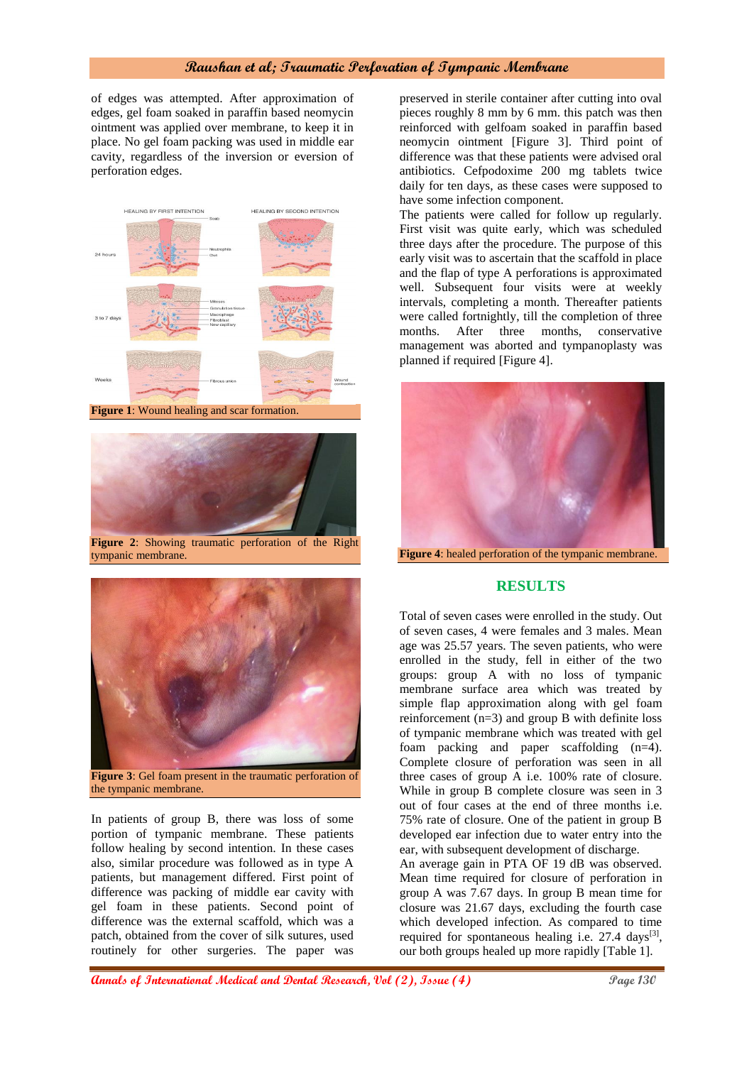of edges was attempted. After approximation of edges, gel foam soaked in paraffin based neomycin ointment was applied over membrane, to keep it in place. No gel foam packing was used in middle ear cavity, regardless of the inversion or eversion of perforation edges.

**Figure 1**: Wound healing and scar formation.

**Figure 2**: Showing traumatic perforation of the Right tympanic membrane.

**Figure 3**: Gel foam present in the traumatic perforation of the tympanic membrane.

In patients of group B, there was loss of some portion of tympanic membrane. These patients follow healing by second intention. In these cases also, similar procedure was followed as in type A patients, but management differed. First point of difference was packing of middle ear cavity with gel foam in these patients. Second point of difference was the external scaffold, which was a patch, obtained from the cover of silk sutures, used routinely for other surgeries. The paper was preserved in sterile container after cutting into oval pieces roughly 8 mm by 6 mm. this patch was then reinforced with gelfoam soaked in paraffin based neomycin ointment [Figure 3]. Third point of difference was that these patients were advised oral antibiotics. Cefpodoxime 200 mg tablets twice daily for ten days, as these cases were supposed to have some infection component.

The patients were called for follow up regularly. First visit was quite early, which was scheduled three days after the procedure. The purpose of this early visit was to ascertain that the scaffold in place and the flap of type A perforations is approximated well. Subsequent four visits were at weekly intervals, completing a month. Thereafter patients were called fortnightly, till the completion of three months. After three months, conservative management was aborted and tympanoplasty was planned if required [Figure 4].

**Figure 4**: healed perforation of the tympanic membrane.

## RESULTS

Total of seven cases were enrolled in the study. Out of seven cases, 4 were females and 3 males. Mean age was 25.57 years. The seven patients, who were enrolled in the study, fell in either of the two groups: group A with no loss of tympanic membrane surface area which was treated by simple flap approximation along with gel foam reinforcement (n=3) and group B with definite loss of tympanic membrane which was treated with gel foam packing and paper scaffolding (n=4). Complete closure of perforation was seen in all three cases of group A i.e. 100% rate of closure. While in group B complete closure was seen in 3 out of four cases at the end of three months i.e. 75% rate of closure. One of the patient in group B developed ear infection due to water entry into the ear, with subsequent development of discharge.

An average gain in PTA OF 19 dB was observed. Mean time required for closure of perforation in group A was 7.67 days. In group B mean time for closure was 21.67 days, excluding the fourth case which developed infection. As compared to time required for spontaneous healing i.e. 27.4 days[3], our both groups healed up more rapidly [Table 1].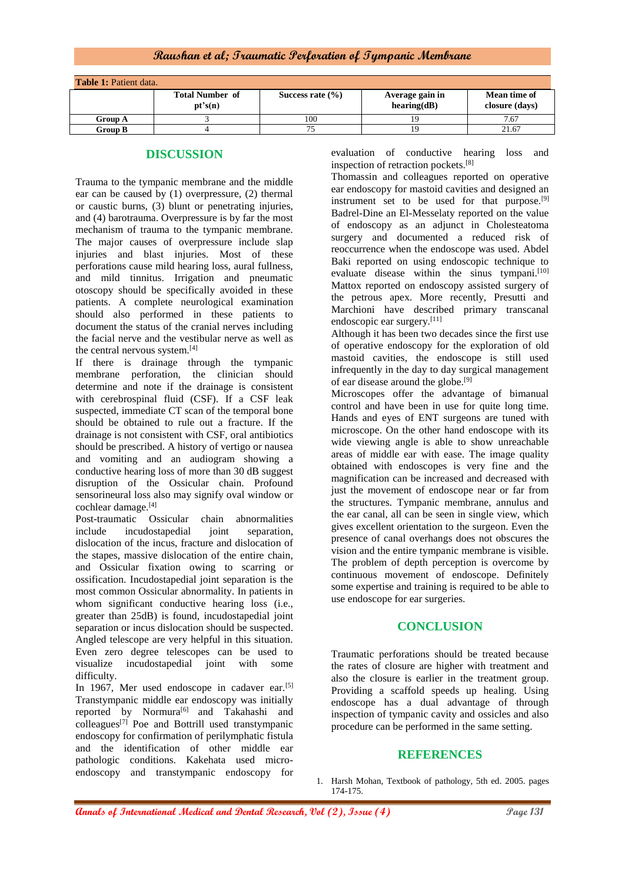**Table 1:** Patient data.

| | Total Number of pt's(n) | Success rate (%) | Average gain in hearing(dB) | Mean time of closure (days) |
|---|---|---|---|---|
| **Group A** | 3 | 100 | 19 | 7.67 |
| **Group B** | 4 | 75 | 19 | 21.67 |

## DISCUSSION

Trauma to the tympanic membrane and the middle ear can be caused by (1) overpressure, (2) thermal or caustic burns, (3) blunt or penetrating injuries, and (4) barotrauma. Overpressure is by far the most mechanism of trauma to the tympanic membrane. The major causes of overpressure include slap injuries and blast injuries. Most of these perforations cause mild hearing loss, aural fullness, and mild tinnitus. Irrigation and pneumatic otoscopy should be specifically avoided in these patients. A complete neurological examination should also performed in these patients to document the status of the cranial nerves including the facial nerve and the vestibular nerve as well as the central nervous system.[4]

If there is drainage through the tympanic membrane perforation, the clinician should determine and note if the drainage is consistent with cerebrospinal fluid (CSF). If a CSF leak suspected, immediate CT scan of the temporal bone should be obtained to rule out a fracture. If the drainage is not consistent with CSF, oral antibiotics should be prescribed. A history of vertigo or nausea and vomiting and an audiogram showing a conductive hearing loss of more than 30 dB suggest disruption of the Ossicular chain. Profound sensorineural loss also may signify oval window or cochlear damage.[4]

Post-traumatic Ossicular chain abnormalities include incudostapedial joint separation, dislocation of the incus, fracture and dislocation of the stapes, massive dislocation of the entire chain, and Ossicular fixation owing to scarring or ossification. Incudostapedial joint separation is the most common Ossicular abnormality. In patients in whom significant conductive hearing loss (i.e., greater than 25dB) is found, incudostapedial joint separation or incus dislocation should be suspected. Angled telescope are very helpful in this situation. Even zero degree telescopes can be used to visualize incudostapedial joint with some difficulty.

In 1967, Mer used endoscope in cadaver ear.[5] Transtympanic middle ear endoscopy was initially reported by Normura[6] and Takahashi and colleagues[7] Poe and Bottrill used transtympanic endoscopy for confirmation of perilymphatic fistula and the identification of other middle ear pathologic conditions. Kakehata used micro-endoscopy and transtympanic endoscopy for evaluation of conductive hearing loss and inspection of retraction pockets.[8]

Thomassin and colleagues reported on operative ear endoscopy for mastoid cavities and designed an instrument set to be used for that purpose.[9] Badrel-Dine an El-Messelaty reported on the value of endoscopy as an adjunct in Cholesteatoma surgery and documented a reduced risk of reoccurrence when the endoscope was used. Abdel Baki reported on using endoscopic technique to evaluate disease within the sinus tympani.[10] Mattox reported on endoscopy assisted surgery of the petrous apex. More recently, Presutti and Marchioni have described primary transcanal endoscopic ear surgery.[11]

Although it has been two decades since the first use of operative endoscopy for the exploration of old mastoid cavities, the endoscope is still used infrequently in the day to day surgical management of ear disease around the globe.[9]

Microscopes offer the advantage of bimanual control and have been in use for quite long time. Hands and eyes of ENT surgeons are tuned with microscope. On the other hand endoscope with its wide viewing angle is able to show unreachable areas of middle ear with ease. The image quality obtained with endoscopes is very fine and the magnification can be increased and decreased with just the movement of endoscope near or far from the structures. Tympanic membrane, annulus and the ear canal, all can be seen in single view, which gives excellent orientation to the surgeon. Even the presence of canal overhangs does not obscures the vision and the entire tympanic membrane is visible. The problem of depth perception is overcome by continuous movement of endoscope. Definitely some expertise and training is required to be able to use endoscope for ear surgeries.

## CONCLUSION

Traumatic perforations should be treated because the rates of closure are higher with treatment and also the closure is earlier in the treatment group. Providing a scaffold speeds up healing. Using endoscope has a dual advantage of through inspection of tympanic cavity and ossicles and also procedure can be performed in the same setting.

## REFERENCES

1. Harsh Mohan, Textbook of pathology, 5th ed. 2005. pages 174-175.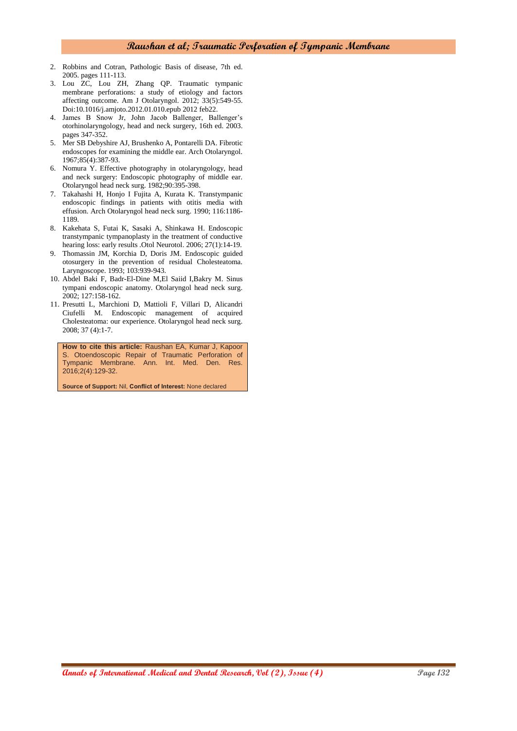2. Robbins and Cotran, Pathologic Basis of disease, 7th ed. 2005. pages 111-113.
3. Lou ZC, Lou ZH, Zhang QP. Traumatic tympanic membrane perforations: a study of etiology and factors affecting outcome. Am J Otolaryngol. 2012; 33(5):549-55. Doi:10.1016/j.amjoto.2012.01.010.epub 2012 feb22.
4. James B Snow Jr, John Jacob Ballenger, Ballenger's otorhinolaryngology, head and neck surgery, 16th ed. 2003. pages 347-352.
5. Mer SB Debyshire AJ, Brushenko A, Pontarelli DA. Fibrotic endoscopes for examining the middle ear. Arch Otolaryngol. 1967;85(4):387-93.
6. Nomura Y. Effective photography in otolaryngology, head and neck surgery: Endoscopic photography of middle ear. Otolaryngol head neck surg. 1982;90:395-398.
7. Takahashi H, Honjo I Fujita A, Kurata K. Transtympanic endoscopic findings in patients with otitis media with effusion. Arch Otolaryngol head neck surg. 1990; 116:1186-1189.
8. Kakehata S, Futai K, Sasaki A, Shinkawa H. Endoscopic transtympanic tympanoplasty in the treatment of conductive hearing loss: early results .Otol Neurotol. 2006; 27(1):14-19.
9. Thomassin JM, Korchia D, Doris JM. Endoscopic guided otosurgery in the prevention of residual Cholesteatoma. Laryngoscope. 1993; 103:939-943.
10. Abdel Baki F, Badr-El-Dine M,El Saiid I,Bakry M. Sinus tympani endoscopic anatomy. Otolaryngol head neck surg. 2002; 127:158-162.
11. Presutti L, Marchioni D, Mattioli F, Villari D, Alicandri Ciufelli M. Endoscopic management of acquired Cholesteatoma: our experience. Otolaryngol head neck surg. 2008; 37 (4):1-7.

**How to cite this article:** Raushan EA, Kumar J, Kapoor S. Otoendoscopic Repair of Traumatic Perforation of Tympanic Membrane. Ann. Int. Med. Den. Res. 2016;2(4):129-32.

**Source of Support:** Nil, **Conflict of Interest:** None declared